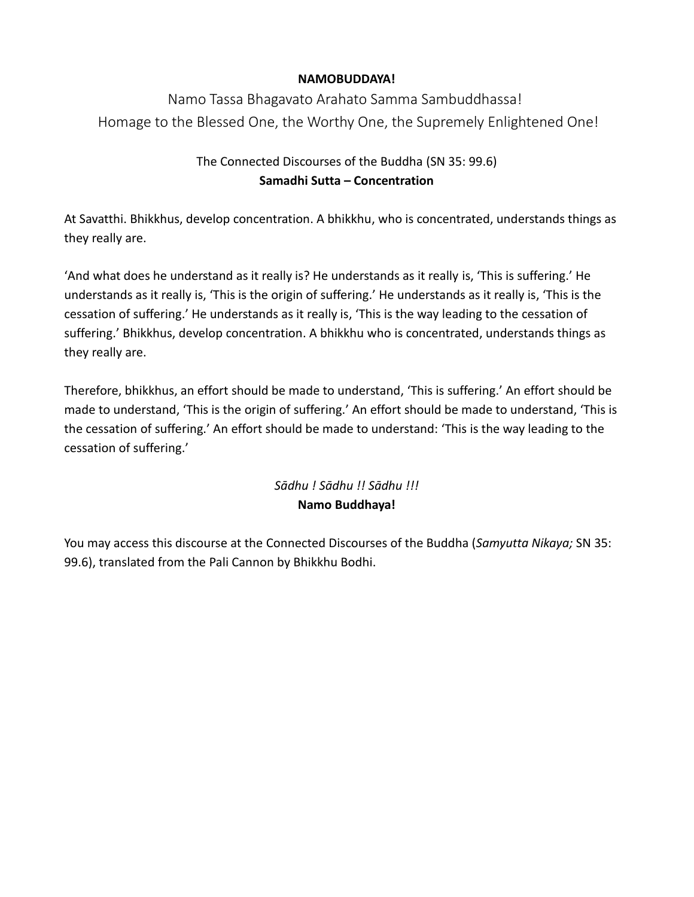**NAMOBUDDAYA!**

Namo Tassa Bhagavato Arahato Samma Sambuddhassa!
Homage to the Blessed One, the Worthy One, the Supremely Enlightened One!

The Connected Discourses of the Buddha (SN 35: 99.6)

**Samadhi Sutta – Concentration**

At Savatthi. Bhikkhus, develop concentration. A bhikkhu, who is concentrated, understands things as they really are.

'And what does he understand as it really is? He understands as it really is, 'This is suffering.' He understands as it really is, 'This is the origin of suffering.' He understands as it really is, 'This is the cessation of suffering.' He understands as it really is, 'This is the way leading to the cessation of suffering.' Bhikkhus, develop concentration. A bhikkhu who is concentrated, understands things as they really are.

Therefore, bhikkhus, an effort should be made to understand, 'This is suffering.' An effort should be made to understand, 'This is the origin of suffering.' An effort should be made to understand, 'This is the cessation of suffering.' An effort should be made to understand: 'This is the way leading to the cessation of suffering.'

*Sādhu ! Sādhu !! Sādhu !!!*

**Namo Buddhaya!**

You may access this discourse at the Connected Discourses of the Buddha (*Samyutta Nikaya;* SN 35: 99.6), translated from the Pali Cannon by Bhikkhu Bodhi.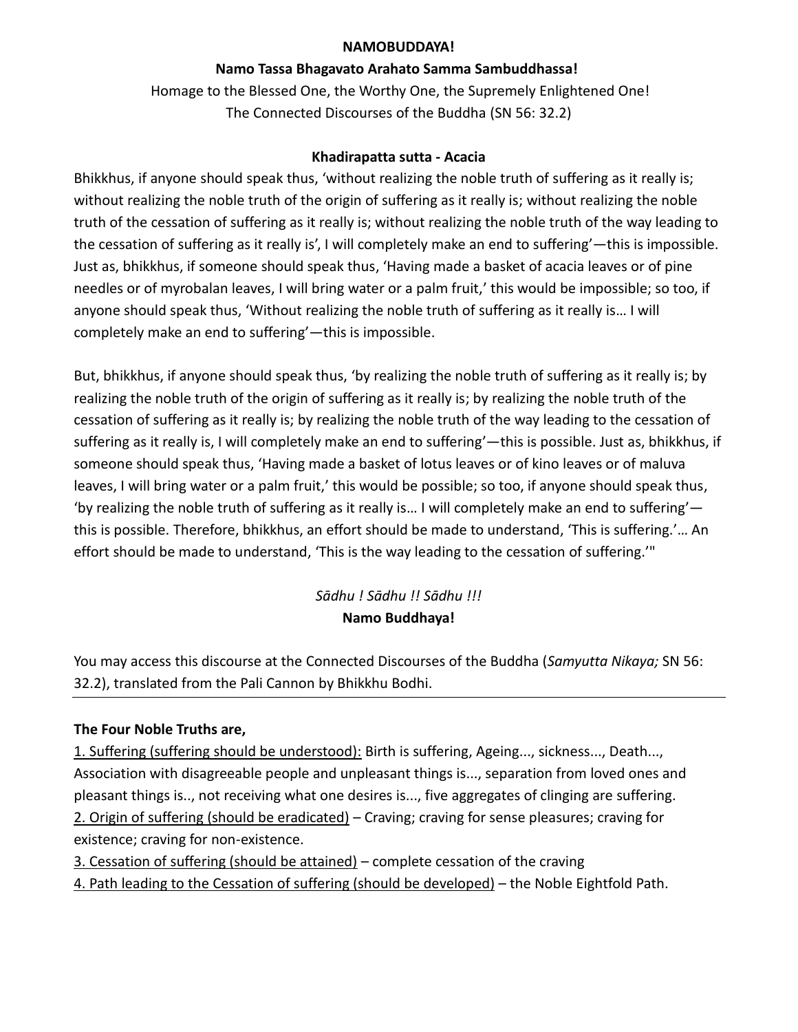**NAMOBUDDAYA!**

**Namo Tassa Bhagavato Arahato Samma Sambuddhassa!**

Homage to the Blessed One, the Worthy One, the Supremely Enlightened One!

The Connected Discourses of the Buddha (SN 56: 32.2)

**Khadirapatta sutta - Acacia**

Bhikkhus, if anyone should speak thus, 'without realizing the noble truth of suffering as it really is; without realizing the noble truth of the origin of suffering as it really is; without realizing the noble truth of the cessation of suffering as it really is; without realizing the noble truth of the way leading to the cessation of suffering as it really is', I will completely make an end to suffering'—this is impossible. Just as, bhikkhus, if someone should speak thus, 'Having made a basket of acacia leaves or of pine needles or of myrobalan leaves, I will bring water or a palm fruit,' this would be impossible; so too, if anyone should speak thus, 'Without realizing the noble truth of suffering as it really is… I will completely make an end to suffering'—this is impossible.

But, bhikkhus, if anyone should speak thus, 'by realizing the noble truth of suffering as it really is; by realizing the noble truth of the origin of suffering as it really is; by realizing the noble truth of the cessation of suffering as it really is; by realizing the noble truth of the way leading to the cessation of suffering as it really is, I will completely make an end to suffering'—this is possible. Just as, bhikkhus, if someone should speak thus, 'Having made a basket of lotus leaves or of kino leaves or of maluva leaves, I will bring water or a palm fruit,' this would be possible; so too, if anyone should speak thus, 'by realizing the noble truth of suffering as it really is… I will completely make an end to suffering'—this is possible. Therefore, bhikkhus, an effort should be made to understand, 'This is suffering.'… An effort should be made to understand, 'This is the way leading to the cessation of suffering.'"

*Sādhu ! Sādhu !! Sādhu !!!*

**Namo Buddhaya!**

You may access this discourse at the Connected Discourses of the Buddha (*Samyutta Nikaya;* SN 56: 32.2), translated from the Pali Cannon by Bhikkhu Bodhi.

---

**The Four Noble Truths are,**

1. Suffering (suffering should be understood): Birth is suffering, Ageing..., sickness..., Death..., Association with disagreeable people and unpleasant things is..., separation from loved ones and pleasant things is.., not receiving what one desires is..., five aggregates of clinging are suffering.
2. Origin of suffering (should be eradicated) – Craving; craving for sense pleasures; craving for existence; craving for non-existence.
3. Cessation of suffering (should be attained) – complete cessation of the craving
4. Path leading to the Cessation of suffering (should be developed) – the Noble Eightfold Path.